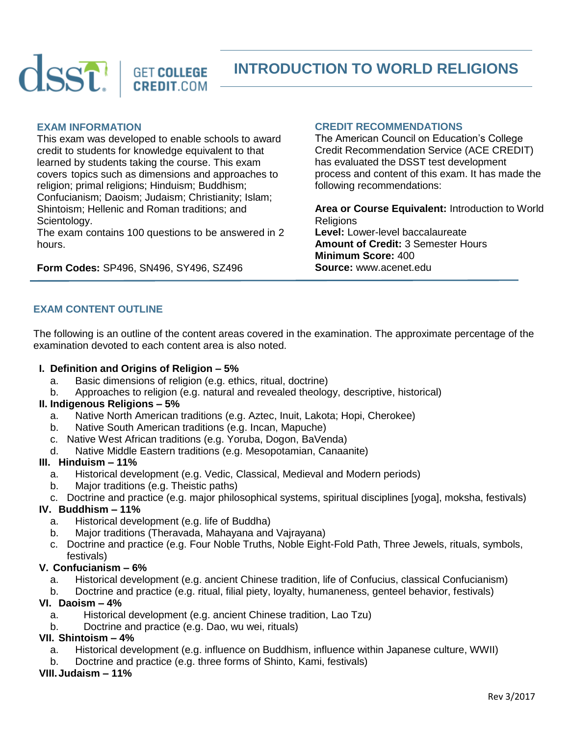# INTRODUCTION TO WORLD RELIGIONS

## EXAM INFORMATION

This exam was developed to enable schools to award credit to students for knowledge equivalent to that learned by students taking the course. This exam covers topics such as dimensions and approaches to religion; primal religions; Hinduism; Buddhism; Confucianism; Daoism; Judaism; Christianity; Islam; Shintoism; Hellenic and Roman traditions; and Scientology.

The exam contains 100 questions to be answered in 2 hours.

**Form Codes:** SP496, SN496, SY496, SZ496

## CREDIT RECOMMENDATIONS

The American Council on Education's College Credit Recommendation Service (ACE CREDIT) has evaluated the DSST test development process and content of this exam. It has made the following recommendations:

**Area or Course Equivalent:** Introduction to World Religions
**Level:** Lower-level baccalaureate
**Amount of Credit:** 3 Semester Hours
**Minimum Score:** 400
**Source:** www.acenet.edu

## EXAM CONTENT OUTLINE

The following is an outline of the content areas covered in the examination. The approximate percentage of the examination devoted to each content area is also noted.

**I. Definition and Origins of Religion – 5%**
- a. Basic dimensions of religion (e.g. ethics, ritual, doctrine)
- b. Approaches to religion (e.g. natural and revealed theology, descriptive, historical)

**II. Indigenous Religions – 5%**
- a. Native North American traditions (e.g. Aztec, Inuit, Lakota; Hopi, Cherokee)
- b. Native South American traditions (e.g. Incan, Mapuche)
- c. Native West African traditions (e.g. Yoruba, Dogon, BaVenda)
- d. Native Middle Eastern traditions (e.g. Mesopotamian, Canaanite)

**III. Hinduism – 11%**
- a. Historical development (e.g. Vedic, Classical, Medieval and Modern periods)
- b. Major traditions (e.g. Theistic paths)
- c. Doctrine and practice (e.g. major philosophical systems, spiritual disciplines [yoga], moksha, festivals)

**IV. Buddhism – 11%**
- a. Historical development (e.g. life of Buddha)
- b. Major traditions (Theravada, Mahayana and Vajrayana)
- c. Doctrine and practice (e.g. Four Noble Truths, Noble Eight-Fold Path, Three Jewels, rituals, symbols, festivals)

**V. Confucianism – 6%**
- a. Historical development (e.g. ancient Chinese tradition, life of Confucius, classical Confucianism)
- b. Doctrine and practice (e.g. ritual, filial piety, loyalty, humaneness, genteel behavior, festivals)

**VI. Daoism – 4%**
- a. Historical development (e.g. ancient Chinese tradition, Lao Tzu)
- b. Doctrine and practice (e.g. Dao, wu wei, rituals)

**VII. Shintoism – 4%**
- a. Historical development (e.g. influence on Buddhism, influence within Japanese culture, WWII)
- b. Doctrine and practice (e.g. three forms of Shinto, Kami, festivals)

**VIII. Judaism – 11%**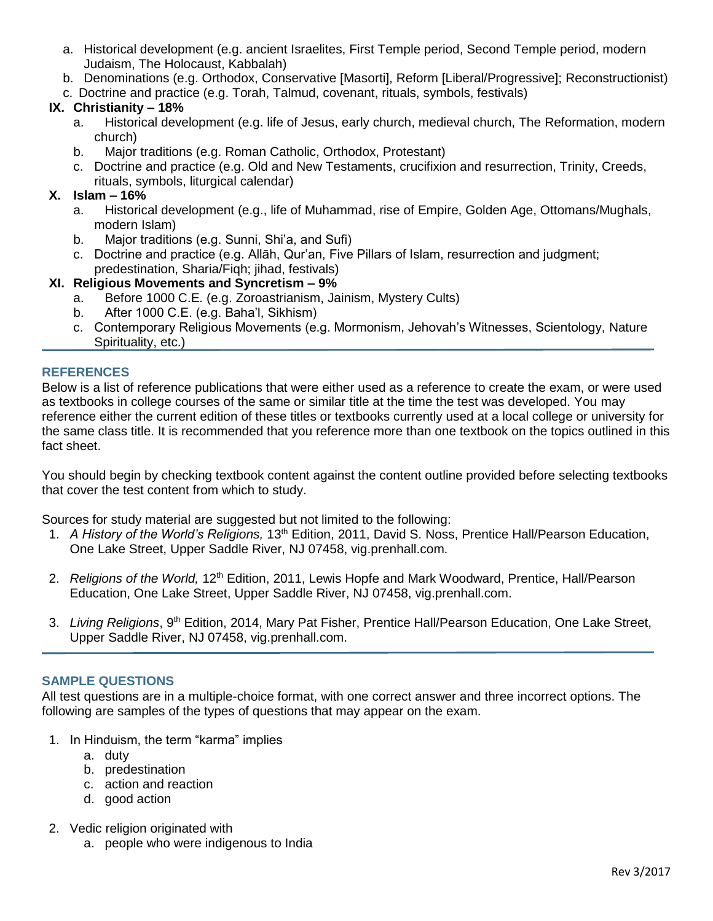a. Historical development (e.g. ancient Israelites, First Temple period, Second Temple period, modern Judaism, The Holocaust, Kabbalah)
b. Denominations (e.g. Orthodox, Conservative [Masorti], Reform [Liberal/Progressive]; Reconstructionist)
c. Doctrine and practice (e.g. Torah, Talmud, covenant, rituals, symbols, festivals)

**IX. Christianity – 18%**

a. Historical development (e.g. life of Jesus, early church, medieval church, The Reformation, modern church)
b. Major traditions (e.g. Roman Catholic, Orthodox, Protestant)
c. Doctrine and practice (e.g. Old and New Testaments, crucifixion and resurrection, Trinity, Creeds, rituals, symbols, liturgical calendar)

**X. Islam – 16%**

a. Historical development (e.g., life of Muhammad, rise of Empire, Golden Age, Ottomans/Mughals, modern Islam)
b. Major traditions (e.g. Sunni, Shi'a, and Sufi)
c. Doctrine and practice (e.g. Allāh, Qur'an, Five Pillars of Islam, resurrection and judgment; predestination, Sharia/Fiqh; jihad, festivals)

**XI. Religious Movements and Syncretism – 9%**

a. Before 1000 C.E. (e.g. Zoroastrianism, Jainism, Mystery Cults)
b. After 1000 C.E. (e.g. Baha'I, Sikhism)
c. Contemporary Religious Movements (e.g. Mormonism, Jehovah's Witnesses, Scientology, Nature Spirituality, etc.)

## REFERENCES

Below is a list of reference publications that were either used as a reference to create the exam, or were used as textbooks in college courses of the same or similar title at the time the test was developed. You may reference either the current edition of these titles or textbooks currently used at a local college or university for the same class title. It is recommended that you reference more than one textbook on the topics outlined in this fact sheet.

You should begin by checking textbook content against the content outline provided before selecting textbooks that cover the test content from which to study.

Sources for study material are suggested but not limited to the following:

1. *A History of the World's Religions,* 13th Edition, 2011, David S. Noss, Prentice Hall/Pearson Education, One Lake Street, Upper Saddle River, NJ 07458, vig.prenhall.com.

2. *Religions of the World,* 12th Edition, 2011, Lewis Hopfe and Mark Woodward, Prentice, Hall/Pearson Education, One Lake Street, Upper Saddle River, NJ 07458, vig.prenhall.com.

3. *Living Religions*, 9th Edition, 2014, Mary Pat Fisher, Prentice Hall/Pearson Education, One Lake Street, Upper Saddle River, NJ 07458, vig.prenhall.com.

## SAMPLE QUESTIONS

All test questions are in a multiple-choice format, with one correct answer and three incorrect options. The following are samples of the types of questions that may appear on the exam.

1. In Hinduism, the term "karma" implies
   a. duty
   b. predestination
   c. action and reaction
   d. good action

2. Vedic religion originated with
   a. people who were indigenous to India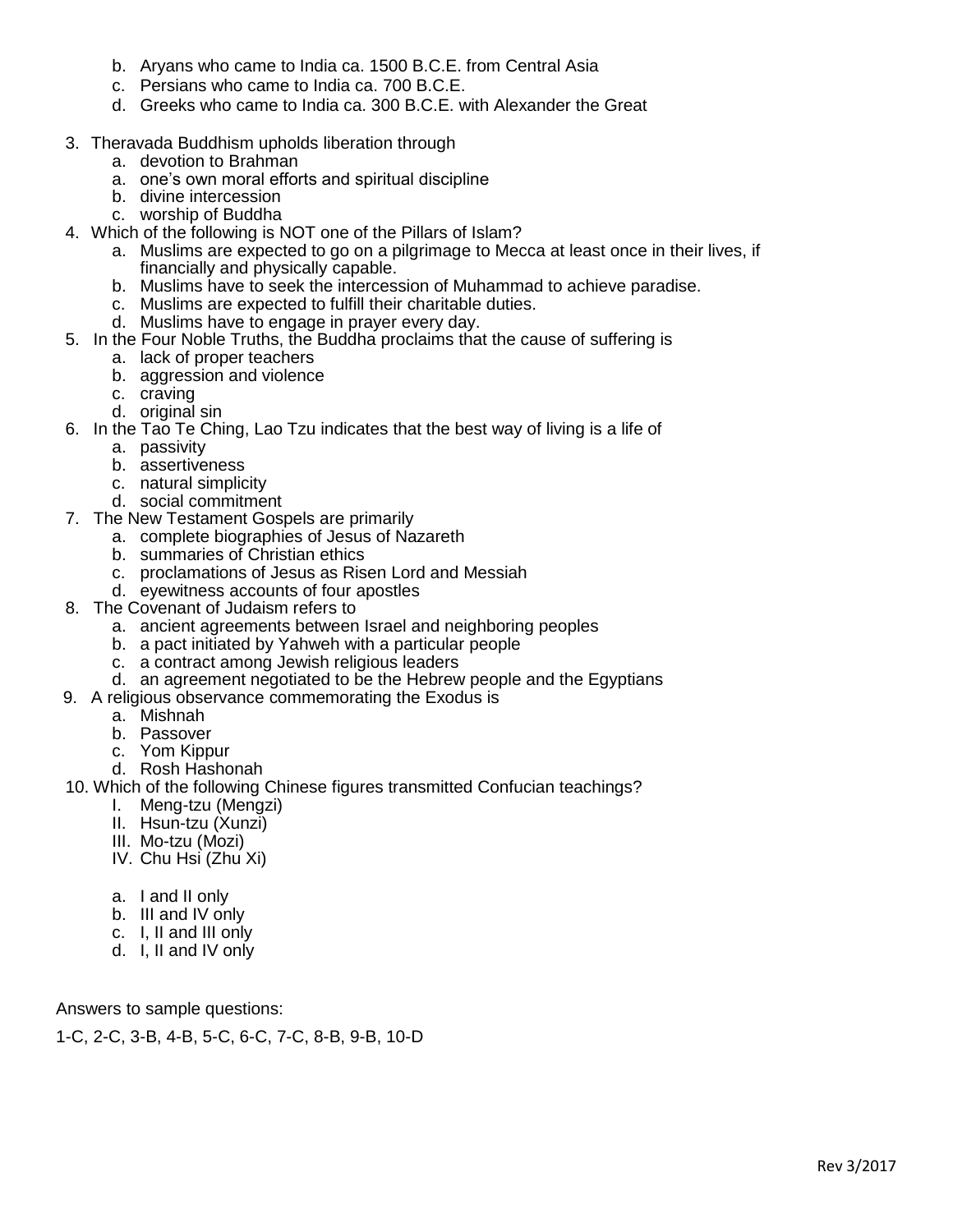b. Aryans who came to India ca. 1500 B.C.E. from Central Asia
   c. Persians who came to India ca. 700 B.C.E.
   d. Greeks who came to India ca. 300 B.C.E. with Alexander the Great

3. Theravada Buddhism upholds liberation through
   a. devotion to Brahman
   a. one's own moral efforts and spiritual discipline
   b. divine intercession
   c. worship of Buddha
4. Which of the following is NOT one of the Pillars of Islam?
   a. Muslims are expected to go on a pilgrimage to Mecca at least once in their lives, if financially and physically capable.
   b. Muslims have to seek the intercession of Muhammad to achieve paradise.
   c. Muslims are expected to fulfill their charitable duties.
   d. Muslims have to engage in prayer every day.
5. In the Four Noble Truths, the Buddha proclaims that the cause of suffering is
   a. lack of proper teachers
   b. aggression and violence
   c. craving
   d. original sin
6. In the Tao Te Ching, Lao Tzu indicates that the best way of living is a life of
   a. passivity
   b. assertiveness
   c. natural simplicity
   d. social commitment
7. The New Testament Gospels are primarily
   a. complete biographies of Jesus of Nazareth
   b. summaries of Christian ethics
   c. proclamations of Jesus as Risen Lord and Messiah
   d. eyewitness accounts of four apostles
8. The Covenant of Judaism refers to
   a. ancient agreements between Israel and neighboring peoples
   b. a pact initiated by Yahweh with a particular people
   c. a contract among Jewish religious leaders
   d. an agreement negotiated to be the Hebrew people and the Egyptians
9. A religious observance commemorating the Exodus is
   a. Mishnah
   b. Passover
   c. Yom Kippur
   d. Rosh Hashonah
10. Which of the following Chinese figures transmitted Confucian teachings?
    I. Meng-tzu (Mengzi)
    II. Hsun-tzu (Xunzi)
    III. Mo-tzu (Mozi)
    IV. Chu Hsi (Zhu Xi)

    a. I and II only
    b. III and IV only
    c. I, II and III only
    d. I, II and IV only

Answers to sample questions:

1-C, 2-C, 3-B, 4-B, 5-C, 6-C, 7-C, 8-B, 9-B, 10-D

Rev 3/2017